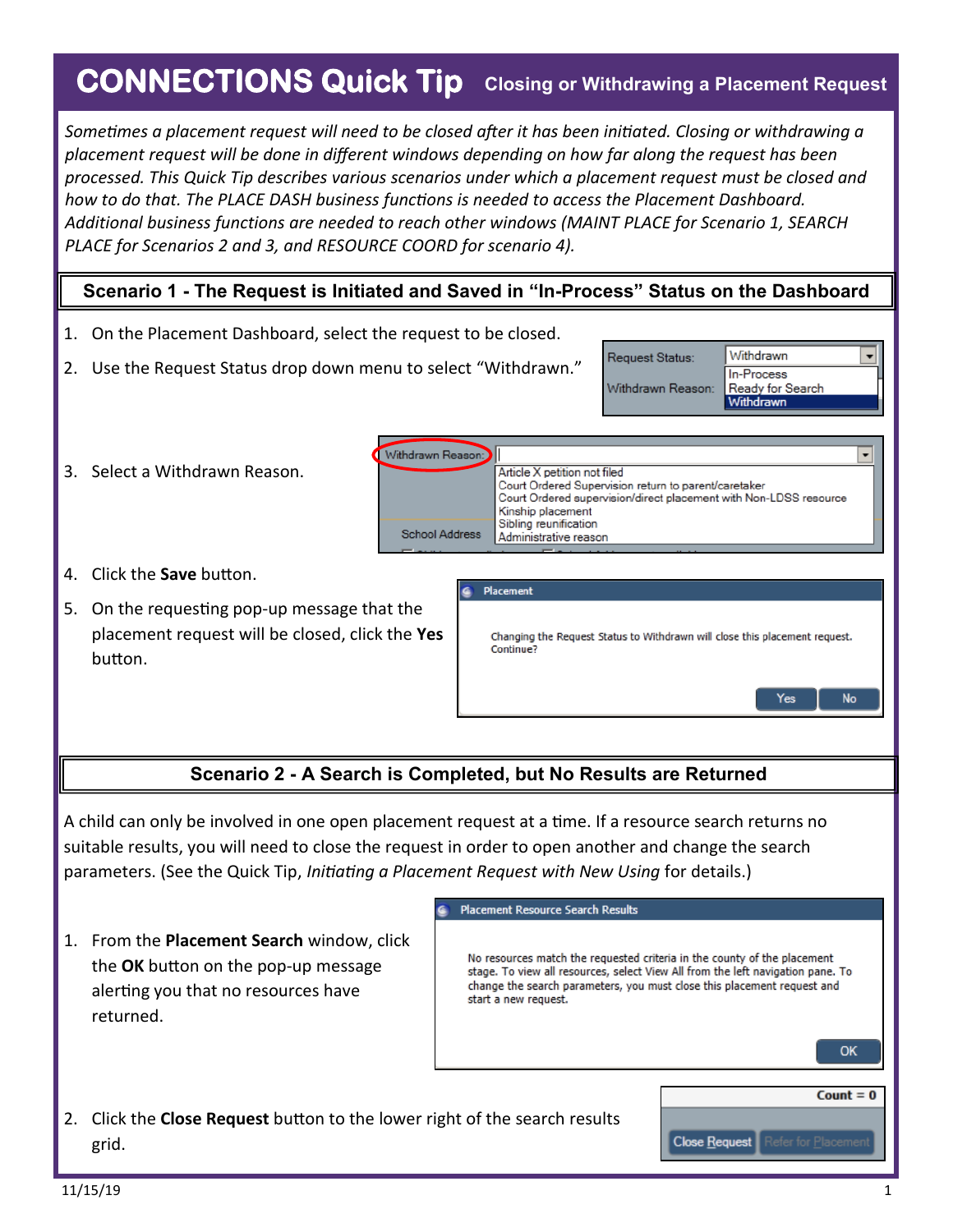# CONNECTIONS Quick Tip Closing or Withdrawing a Placement Request

*Sometimes a placement request will need to be closed after it has been initiated. Closing or withdrawing a placement request will be done in different windows depending on how far along the request has been processed. This Quick Tip describes various scenarios under which a placement request must be closed and how to do that. The PLACE DASH business functions is needed to access the Placement Dashboard. Additional business functions are needed to reach other windows (MAINT PLACE for Scenario 1, SEARCH PLACE for Scenarios 2 and 3, and RESOURCE COORD for scenario 4).*

## Scenario 1 - The Request is Initiated and Saved in "In-Process" Status on the Dashboard

1. On the Placement Dashboard, select the request to be closed.
2. Use the Request Status drop down menu to select "Withdrawn."
3. Select a Withdrawn Reason.
4. Click the **Save** button.
5. On the requesting pop-up message that the placement request will be closed, click the **Yes** button.

## Scenario 2 - A Search is Completed, but No Results are Returned

A child can only be involved in one open placement request at a time. If a resource search returns no suitable results, you will need to close the request in order to open another and change the search parameters. (See the Quick Tip, *Initiating a Placement Request with New Using* for details.)

1. From the **Placement Search** window, click the **OK** button on the pop-up message alerting you that no resources have returned.
2. Click the **Close Request** button to the lower right of the search results grid.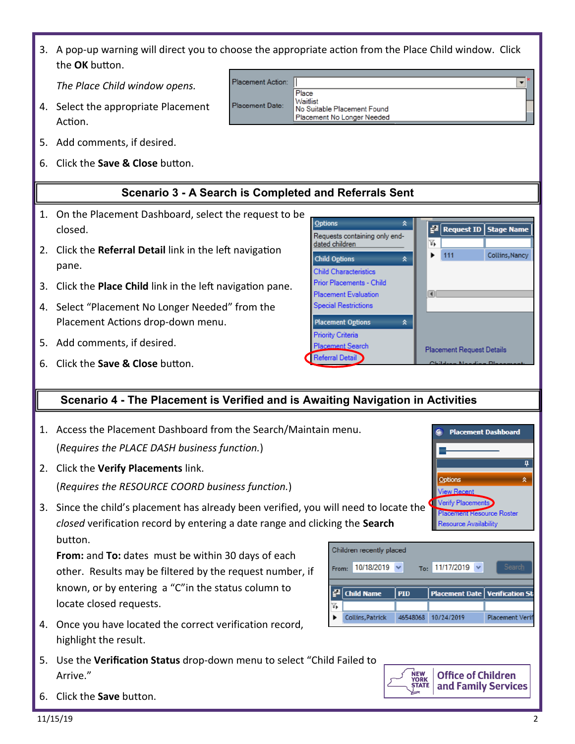3. A pop-up warning will direct you to choose the appropriate action from the Place Child window. Click the **OK** button.

   *The Place Child window opens.*

4. Select the appropriate Placement Action.
5. Add comments, if desired.
6. Click the **Save & Close** button.

## Scenario 3 - A Search is Completed and Referrals Sent

1. On the Placement Dashboard, select the request to be closed.
2. Click the **Referral Detail** link in the left navigation pane.
3. Click the **Place Child** link in the left navigation pane.
4. Select “Placement No Longer Needed” from the Placement Actions drop-down menu.
5. Add comments, if desired.
6. Click the **Save & Close** button.

## Scenario 4 - The Placement is Verified and is Awaiting Navigation in Activities

1. Access the Placement Dashboard from the Search/Maintain menu.

   (*Requires the PLACE DASH business function.*)

2. Click the **Verify Placements** link.

   (*Requires the RESOURCE COORD business function.*)

3. Since the child’s placement has already been verified, you will need to locate the *closed* verification record by entering a date range and clicking the **Search** button.

   **From:** and **To:** dates must be within 30 days of each other. Results may be filtered by the request number, if known, or by entering a “C”in the status column to locate closed requests.

4. Once you have located the correct verification record, highlight the result.
5. Use the **Verification Status** drop-down menu to select “Child Failed to Arrive.”
6. Click the **Save** button.

NEW YORK STATE | Office of Children and Family Services

11/15/19